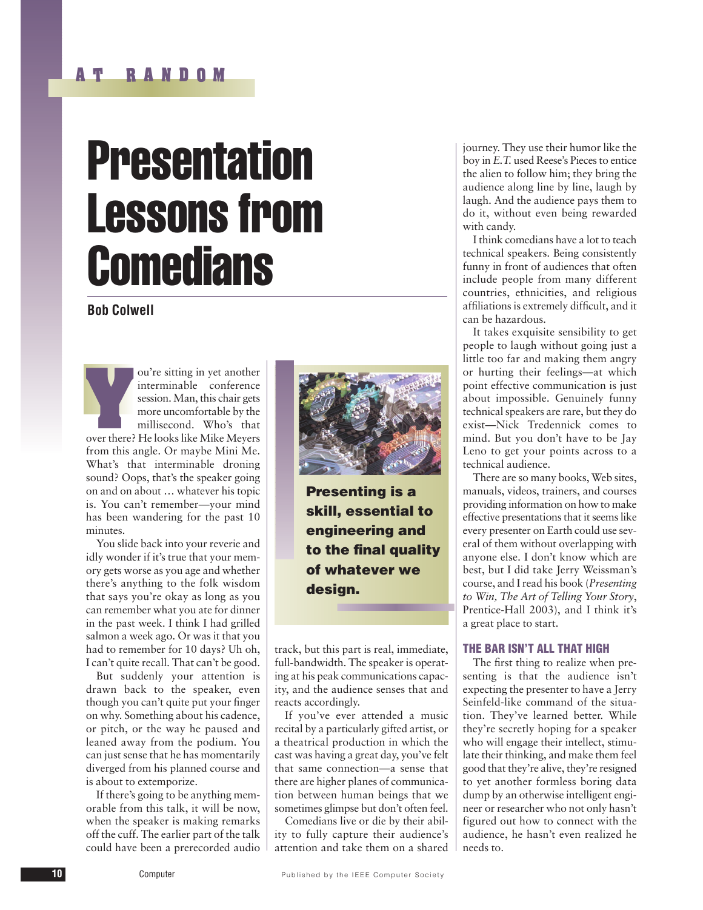AT RANDOM

# Presentation Lessons from Comedians

**Bob Colwell**

You're sitting in yet another interminable conference session. Man, this chair gets more uncomfortable by the millisecond. Who's that over there? He looks like Mike Meyers from this angle. Or maybe Mini Me. What's that interminable droning sound? Oops, that's the speaker going on and on about … whatever his topic is. You can't remember—your mind has been wandering for the past 10 minutes.

You slide back into your reverie and idly wonder if it's true that your memory gets worse as you age and whether there's anything to the folk wisdom that says you're okay as long as you can remember what you ate for dinner in the past week. I think I had grilled salmon a week ago. Or was it that you had to remember for 10 days? Uh oh, I can't quite recall. That can't be good.

But suddenly your attention is drawn back to the speaker, even though you can't quite put your finger on why. Something about his cadence, or pitch, or the way he paused and leaned away from the podium. You can just sense that he has momentarily diverged from his planned course and is about to extemporize.

If there's going to be anything memorable from this talk, it will be now, when the speaker is making remarks off the cuff. The earlier part of the talk could have been a prerecorded audio track, but this part is real, immediate, full-bandwidth. The speaker is operating at his peak communications capacity, and the audience senses that and reacts accordingly.

**Presenting is a skill, essential to engineering and to the final quality of whatever we design.**

If you've ever attended a music recital by a particularly gifted artist, or a theatrical production in which the cast was having a great day, you've felt that same connection—a sense that there are higher planes of communication between human beings that we sometimes glimpse but don't often feel.

Comedians live or die by their ability to fully capture their audience's attention and take them on a shared journey. They use their humor like the boy in *E.T.* used Reese's Pieces to entice the alien to follow him; they bring the audience along line by line, laugh by laugh. And the audience pays them to do it, without even being rewarded with candy.

I think comedians have a lot to teach technical speakers. Being consistently funny in front of audiences that often include people from many different countries, ethnicities, and religious affiliations is extremely difficult, and it can be hazardous.

It takes exquisite sensibility to get people to laugh without going just a little too far and making them angry or hurting their feelings—at which point effective communication is just about impossible. Genuinely funny technical speakers are rare, but they do exist—Nick Tredennick comes to mind. But you don't have to be Jay Leno to get your points across to a technical audience.

There are so many books, Web sites, manuals, videos, trainers, and courses providing information on how to make effective presentations that it seems like every presenter on Earth could use several of them without overlapping with anyone else. I don't know which are best, but I did take Jerry Weissman's course, and I read his book (*Presenting to Win, The Art of Telling Your Story*, Prentice-Hall 2003), and I think it's a great place to start.

## THE BAR ISN'T ALL THAT HIGH

The first thing to realize when presenting is that the audience isn't expecting the presenter to have a Jerry Seinfeld-like command of the situation. They've learned better. While they're secretly hoping for a speaker who will engage their intellect, stimulate their thinking, and make them feel good that they're alive, they're resigned to yet another formless boring data dump by an otherwise intelligent engineer or researcher who not only hasn't figured out how to connect with the audience, he hasn't even realized he needs to.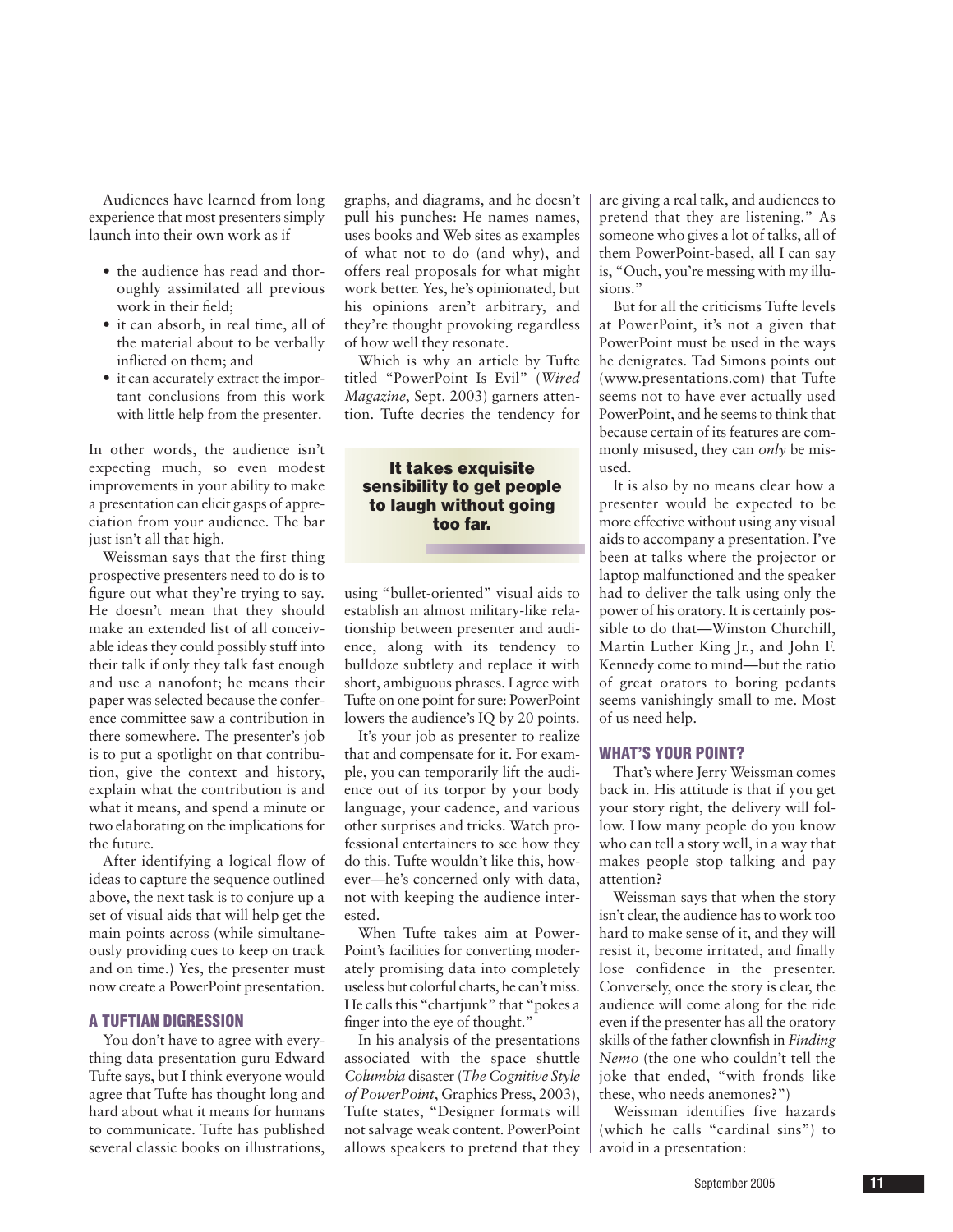Audiences have learned from long experience that most presenters simply launch into their own work as if

- the audience has read and thoroughly assimilated all previous work in their field;
- it can absorb, in real time, all of the material about to be verbally inflicted on them; and
- it can accurately extract the important conclusions from this work with little help from the presenter.

In other words, the audience isn't expecting much, so even modest improvements in your ability to make a presentation can elicit gasps of appreciation from your audience. The bar just isn't all that high.

Weissman says that the first thing prospective presenters need to do is to figure out what they're trying to say. He doesn't mean that they should make an extended list of all conceivable ideas they could possibly stuff into their talk if only they talk fast enough and use a nanofont; he means their paper was selected because the conference committee saw a contribution in there somewhere. The presenter's job is to put a spotlight on that contribution, give the context and history, explain what the contribution is and what it means, and spend a minute or two elaborating on the implications for the future.

After identifying a logical flow of ideas to capture the sequence outlined above, the next task is to conjure up a set of visual aids that will help get the main points across (while simultaneously providing cues to keep on track and on time.) Yes, the presenter must now create a PowerPoint presentation.

## A TUFTIAN DIGRESSION

You don't have to agree with everything data presentation guru Edward Tufte says, but I think everyone would agree that Tufte has thought long and hard about what it means for humans to communicate. Tufte has published several classic books on illustrations, graphs, and diagrams, and he doesn't pull his punches: He names names, uses books and Web sites as examples of what not to do (and why), and offers real proposals for what might work better. Yes, he's opinionated, but his opinions aren't arbitrary, and they're thought provoking regardless of how well they resonate.

Which is why an article by Tufte titled "PowerPoint Is Evil" (*Wired Magazine*, Sept. 2003) garners attention. Tufte decries the tendency for using "bullet-oriented" visual aids to establish an almost military-like relationship between presenter and audience, along with its tendency to bulldoze subtlety and replace it with short, ambiguous phrases. I agree with Tufte on one point for sure: PowerPoint lowers the audience's IQ by 20 points.

**It takes exquisite sensibility to get people to laugh without going too far.**

It's your job as presenter to realize that and compensate for it. For example, you can temporarily lift the audience out of its torpor by your body language, your cadence, and various other surprises and tricks. Watch professional entertainers to see how they do this. Tufte wouldn't like this, however—he's concerned only with data, not with keeping the audience interested.

When Tufte takes aim at PowerPoint's facilities for converting moderately promising data into completely useless but colorful charts, he can't miss. He calls this "chartjunk" that "pokes a finger into the eye of thought."

In his analysis of the presentations associated with the space shuttle *Columbia* disaster (*The Cognitive Style of PowerPoint*, Graphics Press, 2003), Tufte states, "Designer formats will not salvage weak content. PowerPoint allows speakers to pretend that they are giving a real talk, and audiences to pretend that they are listening." As someone who gives a lot of talks, all of them PowerPoint-based, all I can say is, "Ouch, you're messing with my illusions."

But for all the criticisms Tufte levels at PowerPoint, it's not a given that PowerPoint must be used in the ways he denigrates. Tad Simons points out (www.presentations.com) that Tufte seems not to have ever actually used PowerPoint, and he seems to think that because certain of its features are commonly misused, they can *only* be misused.

It is also by no means clear how a presenter would be expected to be more effective without using any visual aids to accompany a presentation. I've been at talks where the projector or laptop malfunctioned and the speaker had to deliver the talk using only the power of his oratory. It is certainly possible to do that—Winston Churchill, Martin Luther King Jr., and John F. Kennedy come to mind—but the ratio of great orators to boring pedants seems vanishingly small to me. Most of us need help.

## WHAT'S YOUR POINT?

That's where Jerry Weissman comes back in. His attitude is that if you get your story right, the delivery will follow. How many people do you know who can tell a story well, in a way that makes people stop talking and pay attention?

Weissman says that when the story isn't clear, the audience has to work too hard to make sense of it, and they will resist it, become irritated, and finally lose confidence in the presenter. Conversely, once the story is clear, the audience will come along for the ride even if the presenter has all the oratory skills of the father clownfish in *Finding Nemo* (the one who couldn't tell the joke that ended, "with fronds like these, who needs anemones?")

Weissman identifies five hazards (which he calls "cardinal sins") to avoid in a presentation: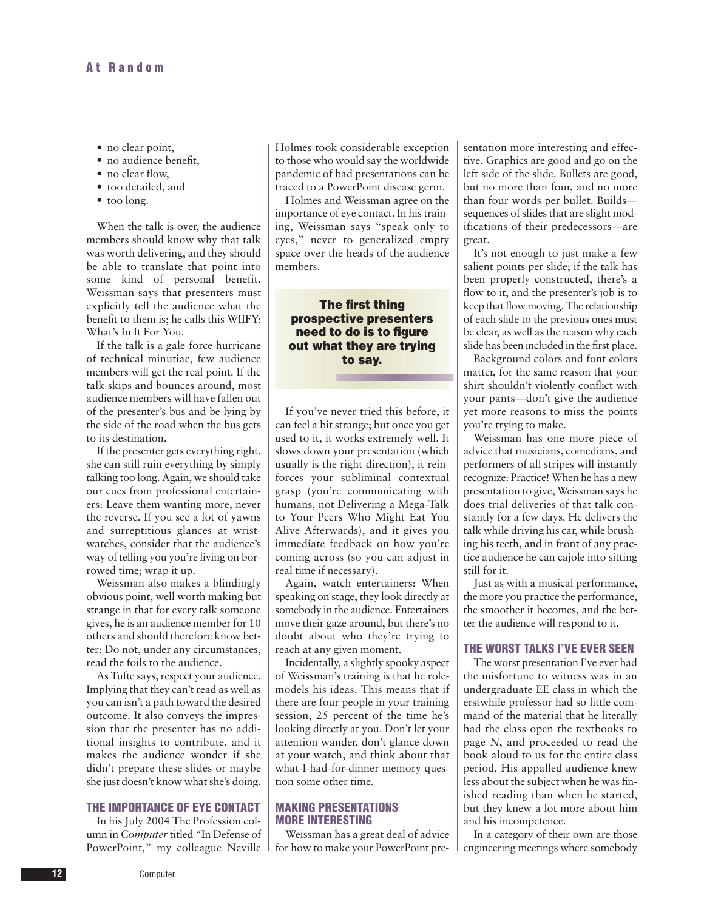- no clear point,
- no audience benefit,
- no clear flow,
- too detailed, and
- too long.

When the talk is over, the audience members should know why that talk was worth delivering, and they should be able to translate that point into some kind of personal benefit. Weissman says that presenters must explicitly tell the audience what the benefit to them is; he calls this WIIFY: What's In It For You.

If the talk is a gale-force hurricane of technical minutiae, few audience members will get the real point. If the talk skips and bounces around, most audience members will have fallen out of the presenter's bus and be lying by the side of the road when the bus gets to its destination.

If the presenter gets everything right, she can still ruin everything by simply talking too long. Again, we should take our cues from professional entertainers: Leave them wanting more, never the reverse. If you see a lot of yawns and surreptitious glances at wristwatches, consider that the audience's way of telling you you're living on borrowed time; wrap it up.

Weissman also makes a blindingly obvious point, well worth making but strange in that for every talk someone gives, he is an audience member for 10 others and should therefore know better: Do not, under any circumstances, read the foils to the audience.

As Tufte says, respect your audience. Implying that they can't read as well as you can isn't a path toward the desired outcome. It also conveys the impression that the presenter has no additional insights to contribute, and it makes the audience wonder if she didn't prepare these slides or maybe she just doesn't know what she's doing.

## THE IMPORTANCE OF EYE CONTACT

In his July 2004 The Profession column in *Computer* titled "In Defense of PowerPoint," my colleague Neville Holmes took considerable exception to those who would say the worldwide pandemic of bad presentations can be traced to a PowerPoint disease germ.

Holmes and Weissman agree on the importance of eye contact. In his training, Weissman says "speak only to eyes," never to generalized empty space over the heads of the audience members.

**The first thing prospective presenters need to do is to figure out what they are trying to say.**

If you've never tried this before, it can feel a bit strange; but once you get used to it, it works extremely well. It slows down your presentation (which usually is the right direction), it reinforces your subliminal contextual grasp (you're communicating with humans, not Delivering a Mega-Talk to Your Peers Who Might Eat You Alive Afterwards), and it gives you immediate feedback on how you're coming across (so you can adjust in real time if necessary).

Again, watch entertainers: When speaking on stage, they look directly at somebody in the audience. Entertainers move their gaze around, but there's no doubt about who they're trying to reach at any given moment.

Incidentally, a slightly spooky aspect of Weissman's training is that he role-models his ideas. This means that if there are four people in your training session, 25 percent of the time he's looking directly at you. Don't let your attention wander, don't glance down at your watch, and think about that what-I-had-for-dinner memory question some other time.

## MAKING PRESENTATIONS MORE INTERESTING

Weissman has a great deal of advice for how to make your PowerPoint presentation more interesting and effective. Graphics are good and go on the left side of the slide. Bullets are good, but no more than four, and no more than four words per bullet. Builds—sequences of slides that are slight modifications of their predecessors—are great.

It's not enough to just make a few salient points per slide; if the talk has been properly constructed, there's a flow to it, and the presenter's job is to keep that flow moving. The relationship of each slide to the previous ones must be clear, as well as the reason why each slide has been included in the first place.

Background colors and font colors matter, for the same reason that your shirt shouldn't violently conflict with your pants—don't give the audience yet more reasons to miss the points you're trying to make.

Weissman has one more piece of advice that musicians, comedians, and performers of all stripes will instantly recognize: Practice! When he has a new presentation to give, Weissman says he does trial deliveries of that talk constantly for a few days. He delivers the talk while driving his car, while brushing his teeth, and in front of any practice audience he can cajole into sitting still for it.

Just as with a musical performance, the more you practice the performance, the smoother it becomes, and the better the audience will respond to it.

## THE WORST TALKS I'VE EVER SEEN

The worst presentation I've ever had the misfortune to witness was in an undergraduate EE class in which the erstwhile professor had so little command of the material that he literally had the class open the textbooks to page *N*, and proceeded to read the book aloud to us for the entire class period. His appalled audience knew less about the subject when he was finished reading than when he started, but they knew a lot more about him and his incompetence.

In a category of their own are those engineering meetings where somebody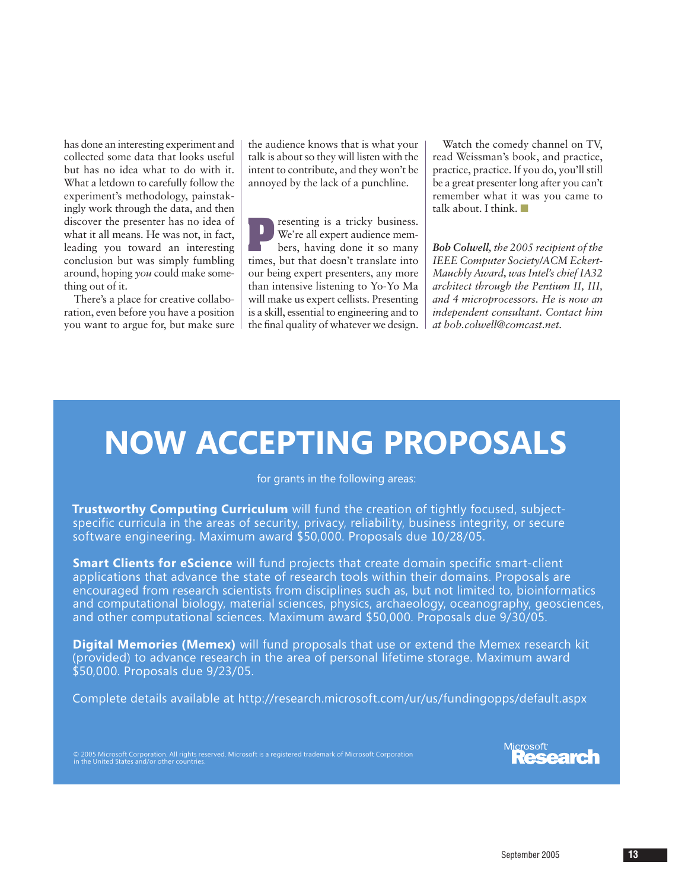has done an interesting experiment and collected some data that looks useful but has no idea what to do with it. What a letdown to carefully follow the experiment's methodology, painstakingly work through the data, and then discover the presenter has no idea of what it all means. He was not, in fact, leading you toward an interesting conclusion but was simply fumbling around, hoping *you* could make something out of it.

There's a place for creative collaboration, even before you have a position you want to argue for, but make sure the audience knows that is what your talk is about so they will listen with the intent to contribute, and they won't be annoyed by the lack of a punchline.

Presenting is a tricky business. We're all expert audience members, having done it so many times, but that doesn't translate into our being expert presenters, any more than intensive listening to Yo-Yo Ma will make us expert cellists. Presenting is a skill, essential to engineering and to the final quality of whatever we design.

Watch the comedy channel on TV, read Weissman's book, and practice, practice, practice. If you do, you'll still be a great presenter long after you can't remember what it was you came to talk about. I think. ■

***Bob Colwell**, the 2005 recipient of the IEEE Computer Society/ACM Eckert-Mauchly Award, was Intel's chief IA32 architect through the Pentium II, III, and 4 microprocessors. He is now an independent consultant. Contact him at bob.colwell@comcast.net.*

# NOW ACCEPTING PROPOSALS

for grants in the following areas:

**Trustworthy Computing Curriculum** will fund the creation of tightly focused, subject-specific curricula in the areas of security, privacy, reliability, business integrity, or secure software engineering. Maximum award $50,000. Proposals due 10/28/05.

**Smart Clients for eScience** will fund projects that create domain specific smart-client applications that advance the state of research tools within their domains. Proposals are encouraged from research scientists from disciplines such as, but not limited to, bioinformatics and computational biology, material sciences, physics, archaeology, oceanography, geosciences, and other computational sciences. Maximum award $50,000. Proposals due 9/30/05.

**Digital Memories (Memex)** will fund proposals that use or extend the Memex research kit (provided) to advance research in the area of personal lifetime storage. Maximum award $50,000. Proposals due 9/23/05.

Complete details available at http://research.microsoft.com/ur/us/fundingopps/default.aspx

© 2005 Microsoft Corporation. All rights reserved. Microsoft is a registered trademark of Microsoft Corporation in the United States and/or other countries.

Microsoft Research